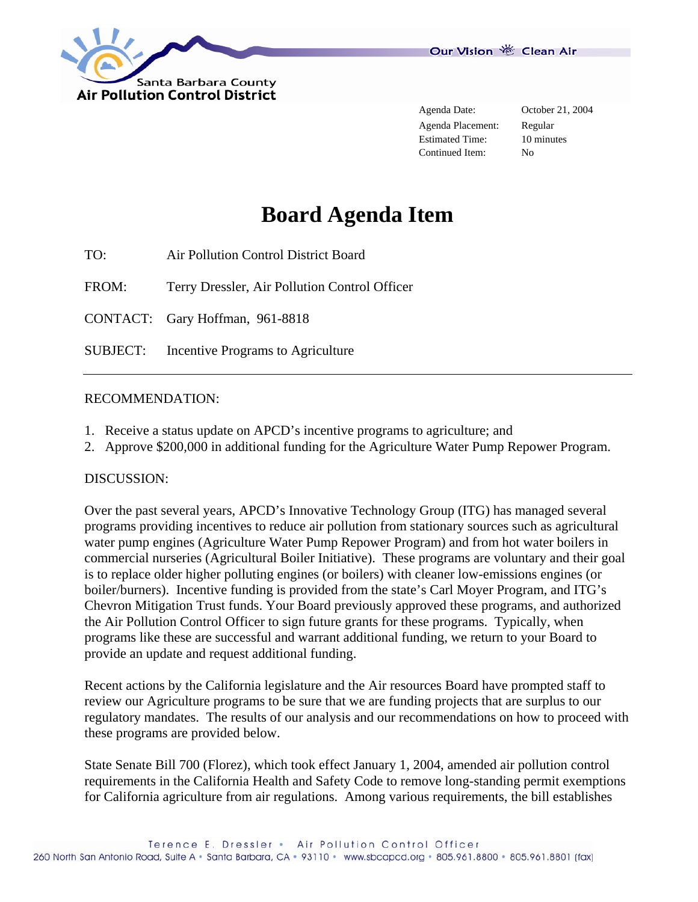Santa Barbara County
Air Pollution Control District

Our Vision Clean Air

| | |
|---|---|
| Agenda Date: | October 21, 2004 |
| Agenda Placement: | Regular |
| Estimated Time: | 10 minutes |
| Continued Item: | No |

# Board Agenda Item

TO: Air Pollution Control District Board

FROM: Terry Dressler, Air Pollution Control Officer

CONTACT: Gary Hoffman, 961-8818

SUBJECT: Incentive Programs to Agriculture

---

RECOMMENDATION:

1. Receive a status update on APCD's incentive programs to agriculture; and
2. Approve $200,000 in additional funding for the Agriculture Water Pump Repower Program.

DISCUSSION:

Over the past several years, APCD's Innovative Technology Group (ITG) has managed several programs providing incentives to reduce air pollution from stationary sources such as agricultural water pump engines (Agriculture Water Pump Repower Program) and from hot water boilers in commercial nurseries (Agricultural Boiler Initiative). These programs are voluntary and their goal is to replace older higher polluting engines (or boilers) with cleaner low-emissions engines (or boiler/burners). Incentive funding is provided from the state's Carl Moyer Program, and ITG's Chevron Mitigation Trust funds. Your Board previously approved these programs, and authorized the Air Pollution Control Officer to sign future grants for these programs. Typically, when programs like these are successful and warrant additional funding, we return to your Board to provide an update and request additional funding.

Recent actions by the California legislature and the Air resources Board have prompted staff to review our Agriculture programs to be sure that we are funding projects that are surplus to our regulatory mandates. The results of our analysis and our recommendations on how to proceed with these programs are provided below.

State Senate Bill 700 (Florez), which took effect January 1, 2004, amended air pollution control requirements in the California Health and Safety Code to remove long-standing permit exemptions for California agriculture from air regulations. Among various requirements, the bill establishes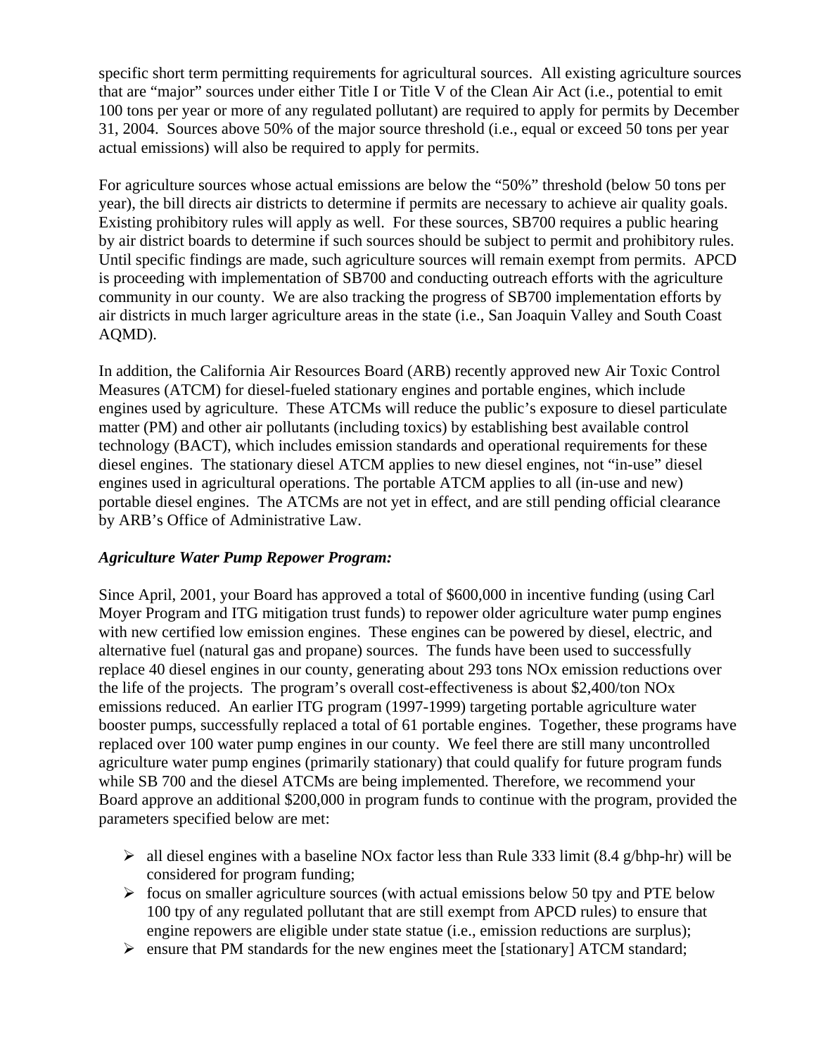specific short term permitting requirements for agricultural sources. All existing agriculture sources that are "major" sources under either Title I or Title V of the Clean Air Act (i.e., potential to emit 100 tons per year or more of any regulated pollutant) are required to apply for permits by December 31, 2004. Sources above 50% of the major source threshold (i.e., equal or exceed 50 tons per year actual emissions) will also be required to apply for permits.

For agriculture sources whose actual emissions are below the "50%" threshold (below 50 tons per year), the bill directs air districts to determine if permits are necessary to achieve air quality goals. Existing prohibitory rules will apply as well. For these sources, SB700 requires a public hearing by air district boards to determine if such sources should be subject to permit and prohibitory rules. Until specific findings are made, such agriculture sources will remain exempt from permits. APCD is proceeding with implementation of SB700 and conducting outreach efforts with the agriculture community in our county. We are also tracking the progress of SB700 implementation efforts by air districts in much larger agriculture areas in the state (i.e., San Joaquin Valley and South Coast AQMD).

In addition, the California Air Resources Board (ARB) recently approved new Air Toxic Control Measures (ATCM) for diesel-fueled stationary engines and portable engines, which include engines used by agriculture. These ATCMs will reduce the public's exposure to diesel particulate matter (PM) and other air pollutants (including toxics) by establishing best available control technology (BACT), which includes emission standards and operational requirements for these diesel engines. The stationary diesel ATCM applies to new diesel engines, not "in-use" diesel engines used in agricultural operations. The portable ATCM applies to all (in-use and new) portable diesel engines. The ATCMs are not yet in effect, and are still pending official clearance by ARB's Office of Administrative Law.

***Agriculture Water Pump Repower Program:***

Since April, 2001, your Board has approved a total of $600,000 in incentive funding (using Carl Moyer Program and ITG mitigation trust funds) to repower older agriculture water pump engines with new certified low emission engines. These engines can be powered by diesel, electric, and alternative fuel (natural gas and propane) sources. The funds have been used to successfully replace 40 diesel engines in our county, generating about 293 tons NOx emission reductions over the life of the projects. The program's overall cost-effectiveness is about $2,400/ton NOx emissions reduced. An earlier ITG program (1997-1999) targeting portable agriculture water booster pumps, successfully replaced a total of 61 portable engines. Together, these programs have replaced over 100 water pump engines in our county. We feel there are still many uncontrolled agriculture water pump engines (primarily stationary) that could qualify for future program funds while SB 700 and the diesel ATCMs are being implemented. Therefore, we recommend your Board approve an additional $200,000 in program funds to continue with the program, provided the parameters specified below are met:

- all diesel engines with a baseline NOx factor less than Rule 333 limit (8.4 g/bhp-hr) will be considered for program funding;
- focus on smaller agriculture sources (with actual emissions below 50 tpy and PTE below 100 tpy of any regulated pollutant that are still exempt from APCD rules) to ensure that engine repowers are eligible under state statue (i.e., emission reductions are surplus);
- ensure that PM standards for the new engines meet the [stationary] ATCM standard;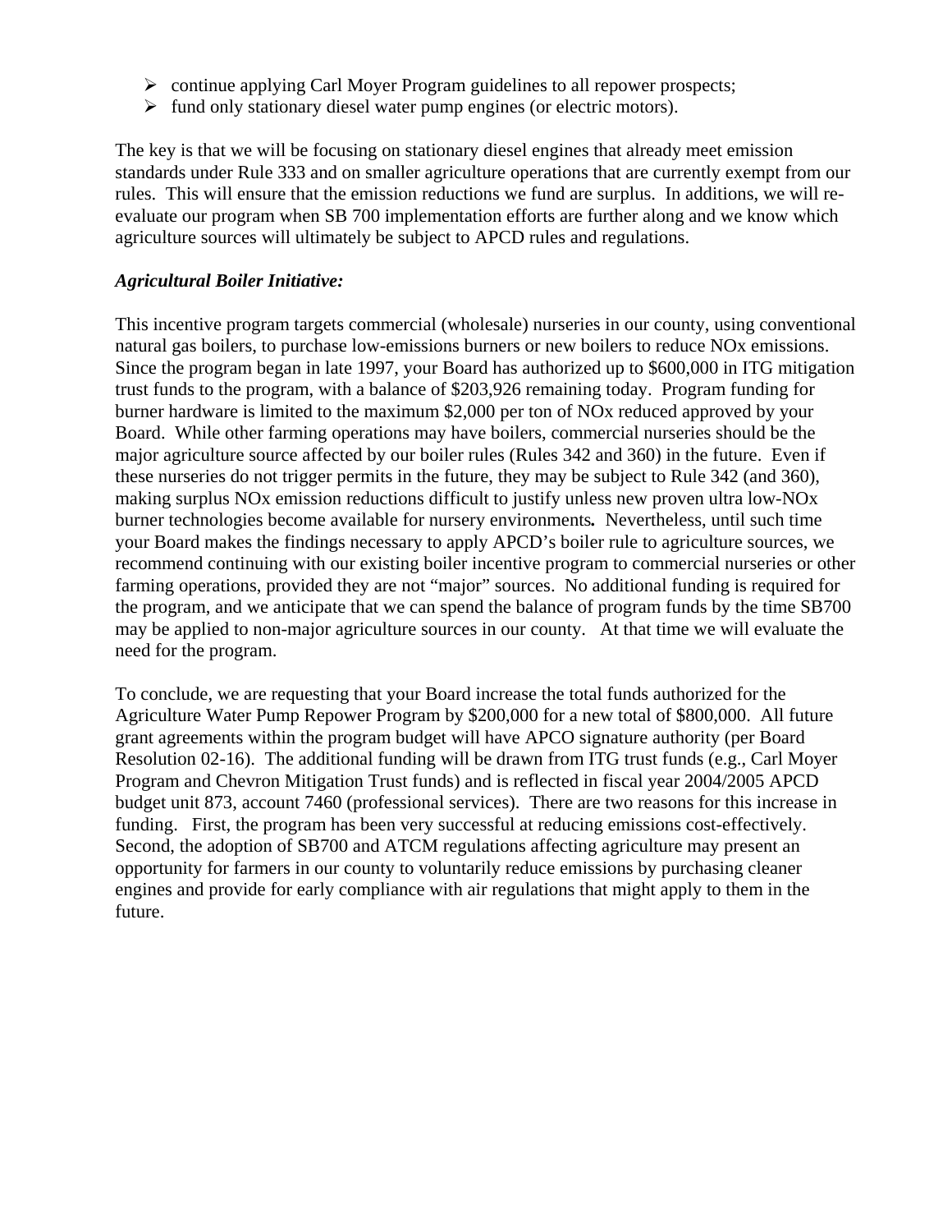- continue applying Carl Moyer Program guidelines to all repower prospects;
- fund only stationary diesel water pump engines (or electric motors).

The key is that we will be focusing on stationary diesel engines that already meet emission standards under Rule 333 and on smaller agriculture operations that are currently exempt from our rules. This will ensure that the emission reductions we fund are surplus. In additions, we will re-evaluate our program when SB 700 implementation efforts are further along and we know which agriculture sources will ultimately be subject to APCD rules and regulations.

***Agricultural Boiler Initiative:***

This incentive program targets commercial (wholesale) nurseries in our county, using conventional natural gas boilers, to purchase low-emissions burners or new boilers to reduce NOx emissions. Since the program began in late 1997, your Board has authorized up to $600,000 in ITG mitigation trust funds to the program, with a balance of $203,926 remaining today. Program funding for burner hardware is limited to the maximum $2,000 per ton of NOx reduced approved by your Board. While other farming operations may have boilers, commercial nurseries should be the major agriculture source affected by our boiler rules (Rules 342 and 360) in the future. Even if these nurseries do not trigger permits in the future, they may be subject to Rule 342 (and 360), making surplus NOx emission reductions difficult to justify unless new proven ultra low-NOx burner technologies become available for nursery environments**.** Nevertheless, until such time your Board makes the findings necessary to apply APCD's boiler rule to agriculture sources, we recommend continuing with our existing boiler incentive program to commercial nurseries or other farming operations, provided they are not "major" sources. No additional funding is required for the program, and we anticipate that we can spend the balance of program funds by the time SB700 may be applied to non-major agriculture sources in our county. At that time we will evaluate the need for the program.

To conclude, we are requesting that your Board increase the total funds authorized for the Agriculture Water Pump Repower Program by $200,000 for a new total of $800,000. All future grant agreements within the program budget will have APCO signature authority (per Board Resolution 02-16). The additional funding will be drawn from ITG trust funds (e.g., Carl Moyer Program and Chevron Mitigation Trust funds) and is reflected in fiscal year 2004/2005 APCD budget unit 873, account 7460 (professional services). There are two reasons for this increase in funding. First, the program has been very successful at reducing emissions cost-effectively. Second, the adoption of SB700 and ATCM regulations affecting agriculture may present an opportunity for farmers in our county to voluntarily reduce emissions by purchasing cleaner engines and provide for early compliance with air regulations that might apply to them in the future.